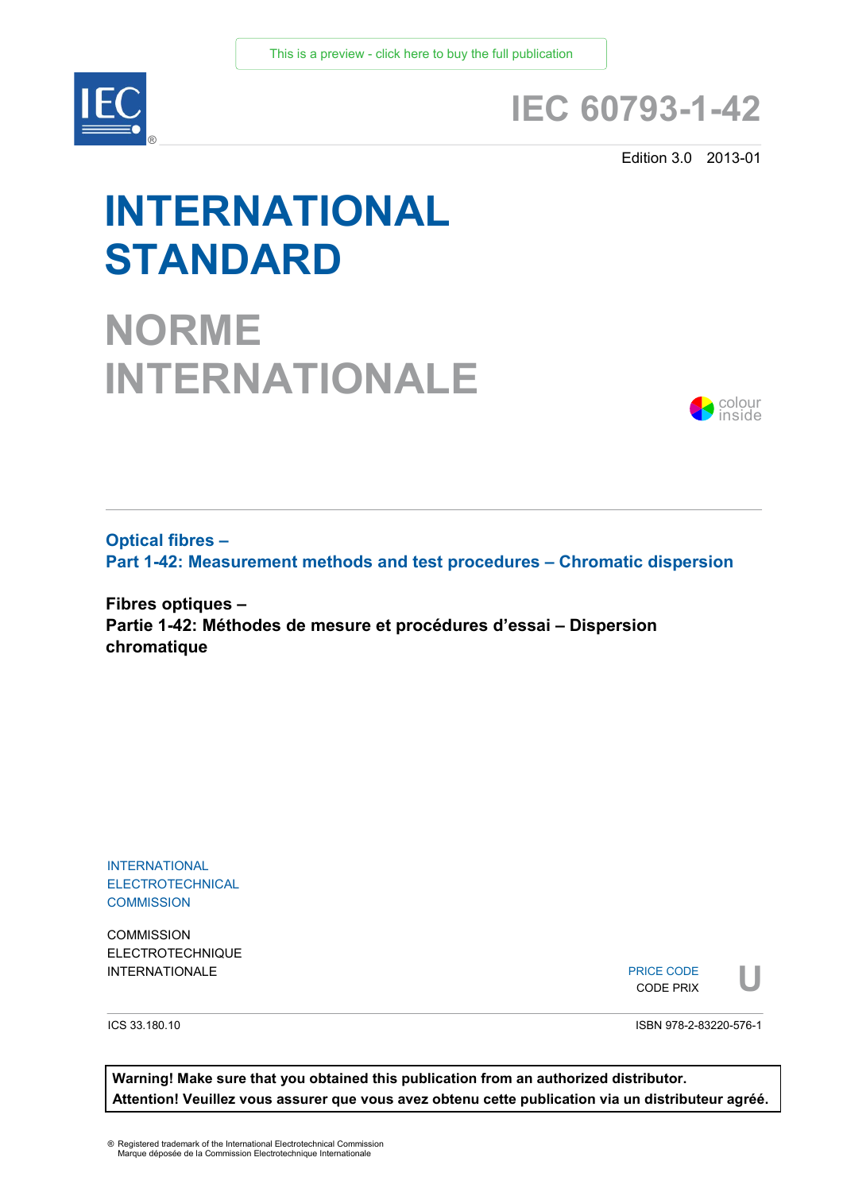This is a preview - click here to buy the full publication

IEC®

# IEC 60793-1-42

Edition 3.0 2013-01

# INTERNATIONAL STANDARD

# NORME INTERNATIONALE

colour inside

## Optical fibres – Part 1-42: Measurement methods and test procedures – Chromatic dispersion

## Fibres optiques – Partie 1-42: Méthodes de mesure et procédures d'essai – Dispersion chromatique

INTERNATIONAL ELECTROTECHNICAL COMMISSION

COMMISSION ELECTROTECHNIQUE INTERNATIONALE

PRICE CODE
CODE PRIX **U**

ICS 33.180.10

ISBN 978-2-83220-576-1

**Warning! Make sure that you obtained this publication from an authorized distributor.**
**Attention! Veuillez vous assurer que vous avez obtenu cette publication via un distributeur agréé.**

® Registered trademark of the International Electrotechnical Commission
Marque déposée de la Commission Electrotechnique Internationale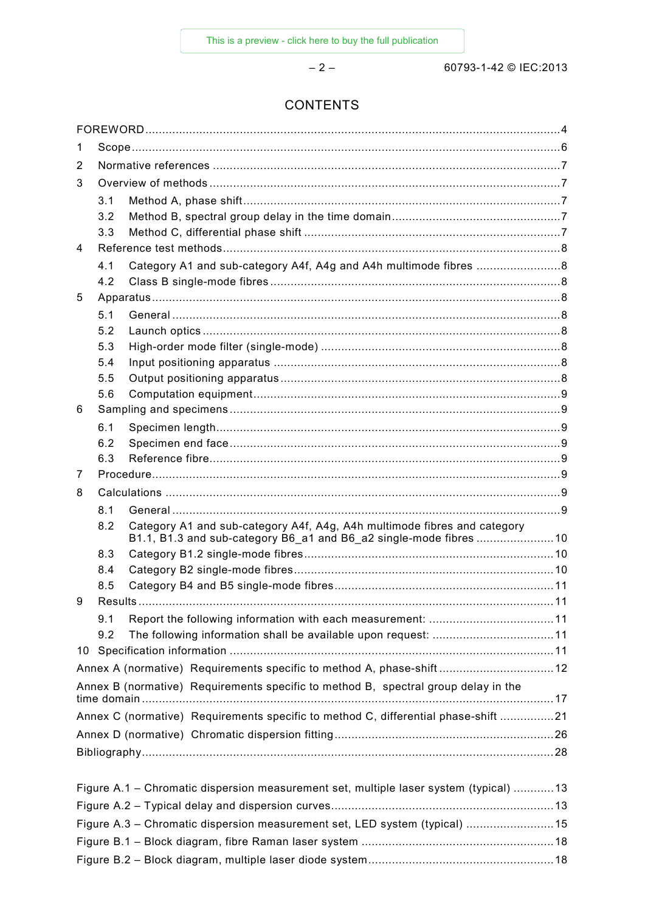# CONTENTS

FOREWORD ... 4

1 Scope ... 6

2 Normative references ... 7

3 Overview of methods ... 7

3.1 Method A, phase shift ... 7

3.2 Method B, spectral group delay in the time domain ... 7

3.3 Method C, differential phase shift ... 7

4 Reference test methods ... 8

4.1 Category A1 and sub-category A4f, A4g and A4h multimode fibres ... 8

4.2 Class B single-mode fibres ... 8

5 Apparatus ... 8

5.1 General ... 8

5.2 Launch optics ... 8

5.3 High-order mode filter (single-mode) ... 8

5.4 Input positioning apparatus ... 8

5.5 Output positioning apparatus ... 8

5.6 Computation equipment ... 9

6 Sampling and specimens ... 9

6.1 Specimen length ... 9

6.2 Specimen end face ... 9

6.3 Reference fibre ... 9

7 Procedure ... 9

8 Calculations ... 9

8.1 General ... 9

8.2 Category A1 and sub-category A4f, A4g, A4h multimode fibres and category B1.1, B1.3 and sub-category B6_a1 and B6_a2 single-mode fibres ... 10

8.3 Category B1.2 single-mode fibres ... 10

8.4 Category B2 single-mode fibres ... 10

8.5 Category B4 and B5 single-mode fibres ... 11

9 Results ... 11

9.1 Report the following information with each measurement: ... 11

9.2 The following information shall be available upon request: ... 11

10 Specification information ... 11

Annex A (normative) Requirements specific to method A, phase-shift ... 12

Annex B (normative) Requirements specific to method B, spectral group delay in the time domain ... 17

Annex C (normative) Requirements specific to method C, differential phase-shift ... 21

Annex D (normative) Chromatic dispersion fitting ... 26

Bibliography ... 28

Figure A.1 – Chromatic dispersion measurement set, multiple laser system (typical) ... 13

Figure A.2 – Typical delay and dispersion curves ... 13

Figure A.3 – Chromatic dispersion measurement set, LED system (typical) ... 15

Figure B.1 – Block diagram, fibre Raman laser system ... 18

Figure B.2 – Block diagram, multiple laser diode system ... 18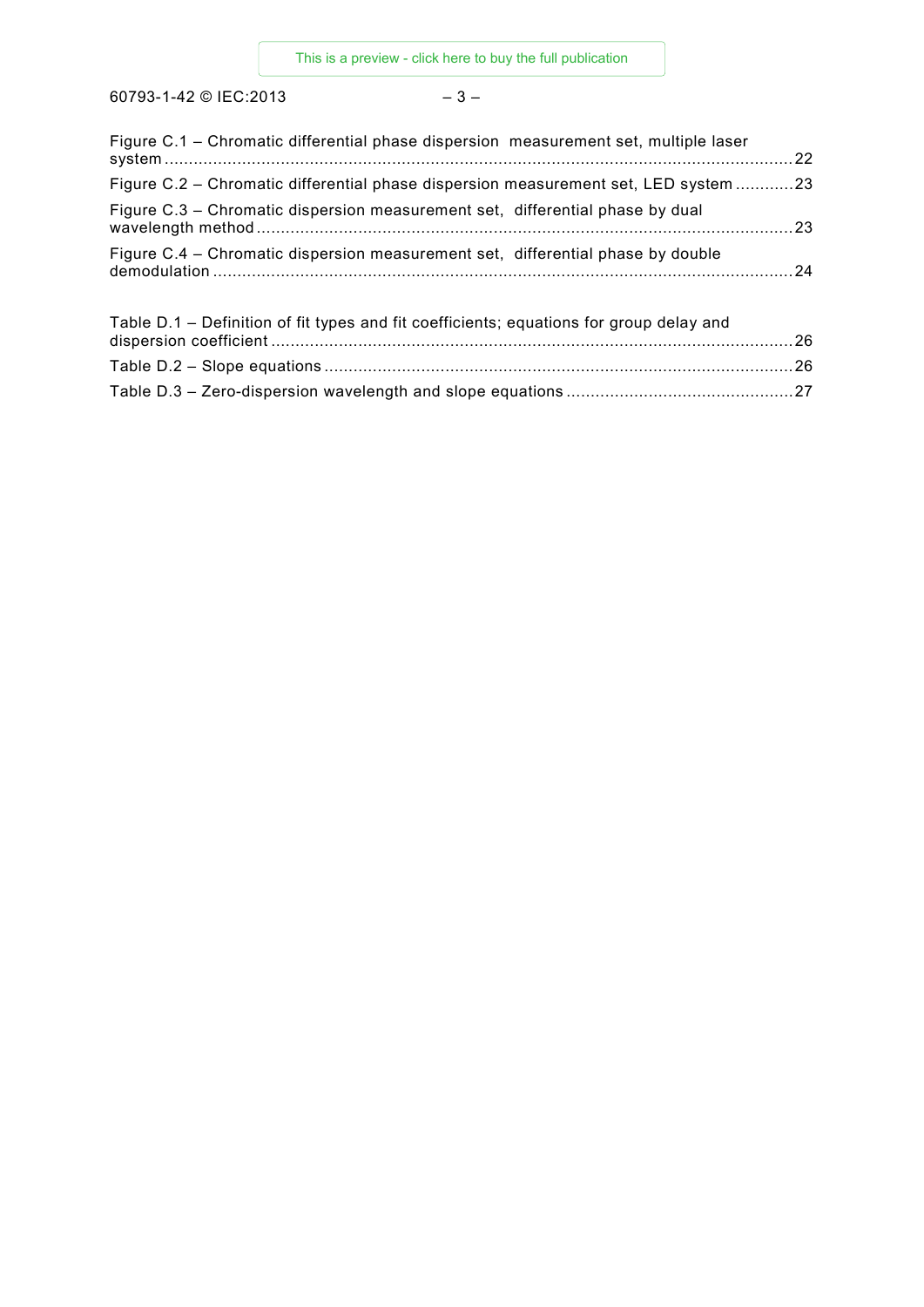Figure C.1 – Chromatic differential phase dispersion measurement set, multiple laser system ........ 22

Figure C.2 – Chromatic differential phase dispersion measurement set, LED system ........ 23

Figure C.3 – Chromatic dispersion measurement set, differential phase by dual wavelength method ........ 23

Figure C.4 – Chromatic dispersion measurement set, differential phase by double demodulation ........ 24

Table D.1 – Definition of fit types and fit coefficients; equations for group delay and dispersion coefficient ........ 26

Table D.2 – Slope equations ........ 26

Table D.3 – Zero-dispersion wavelength and slope equations ........ 27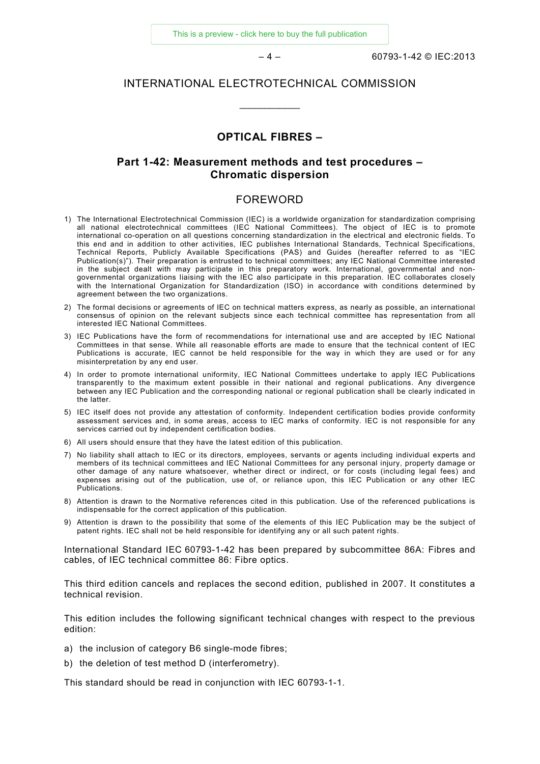# INTERNATIONAL ELECTROTECHNICAL COMMISSION

___________

## OPTICAL FIBRES –

## Part 1-42: Measurement methods and test procedures – Chromatic dispersion

## FOREWORD

1) The International Electrotechnical Commission (IEC) is a worldwide organization for standardization comprising all national electrotechnical committees (IEC National Committees). The object of IEC is to promote international co-operation on all questions concerning standardization in the electrical and electronic fields. To this end and in addition to other activities, IEC publishes International Standards, Technical Specifications, Technical Reports, Publicly Available Specifications (PAS) and Guides (hereafter referred to as "IEC Publication(s)"). Their preparation is entrusted to technical committees; any IEC National Committee interested in the subject dealt with may participate in this preparatory work. International, governmental and non-governmental organizations liaising with the IEC also participate in this preparation. IEC collaborates closely with the International Organization for Standardization (ISO) in accordance with conditions determined by agreement between the two organizations.
2) The formal decisions or agreements of IEC on technical matters express, as nearly as possible, an international consensus of opinion on the relevant subjects since each technical committee has representation from all interested IEC National Committees.
3) IEC Publications have the form of recommendations for international use and are accepted by IEC National Committees in that sense. While all reasonable efforts are made to ensure that the technical content of IEC Publications is accurate, IEC cannot be held responsible for the way in which they are used or for any misinterpretation by any end user.
4) In order to promote international uniformity, IEC National Committees undertake to apply IEC Publications transparently to the maximum extent possible in their national and regional publications. Any divergence between any IEC Publication and the corresponding national or regional publication shall be clearly indicated in the latter.
5) IEC itself does not provide any attestation of conformity. Independent certification bodies provide conformity assessment services and, in some areas, access to IEC marks of conformity. IEC is not responsible for any services carried out by independent certification bodies.
6) All users should ensure that they have the latest edition of this publication.
7) No liability shall attach to IEC or its directors, employees, servants or agents including individual experts and members of its technical committees and IEC National Committees for any personal injury, property damage or other damage of any nature whatsoever, whether direct or indirect, or for costs (including legal fees) and expenses arising out of the publication, use of, or reliance upon, this IEC Publication or any other IEC Publications.
8) Attention is drawn to the Normative references cited in this publication. Use of the referenced publications is indispensable for the correct application of this publication.
9) Attention is drawn to the possibility that some of the elements of this IEC Publication may be the subject of patent rights. IEC shall not be held responsible for identifying any or all such patent rights.

International Standard IEC 60793-1-42 has been prepared by subcommittee 86A: Fibres and cables, of IEC technical committee 86: Fibre optics.

This third edition cancels and replaces the second edition, published in 2007. It constitutes a technical revision.

This edition includes the following significant technical changes with respect to the previous edition:

a) the inclusion of category B6 single-mode fibres;
b) the deletion of test method D (interferometry).

This standard should be read in conjunction with IEC 60793-1-1.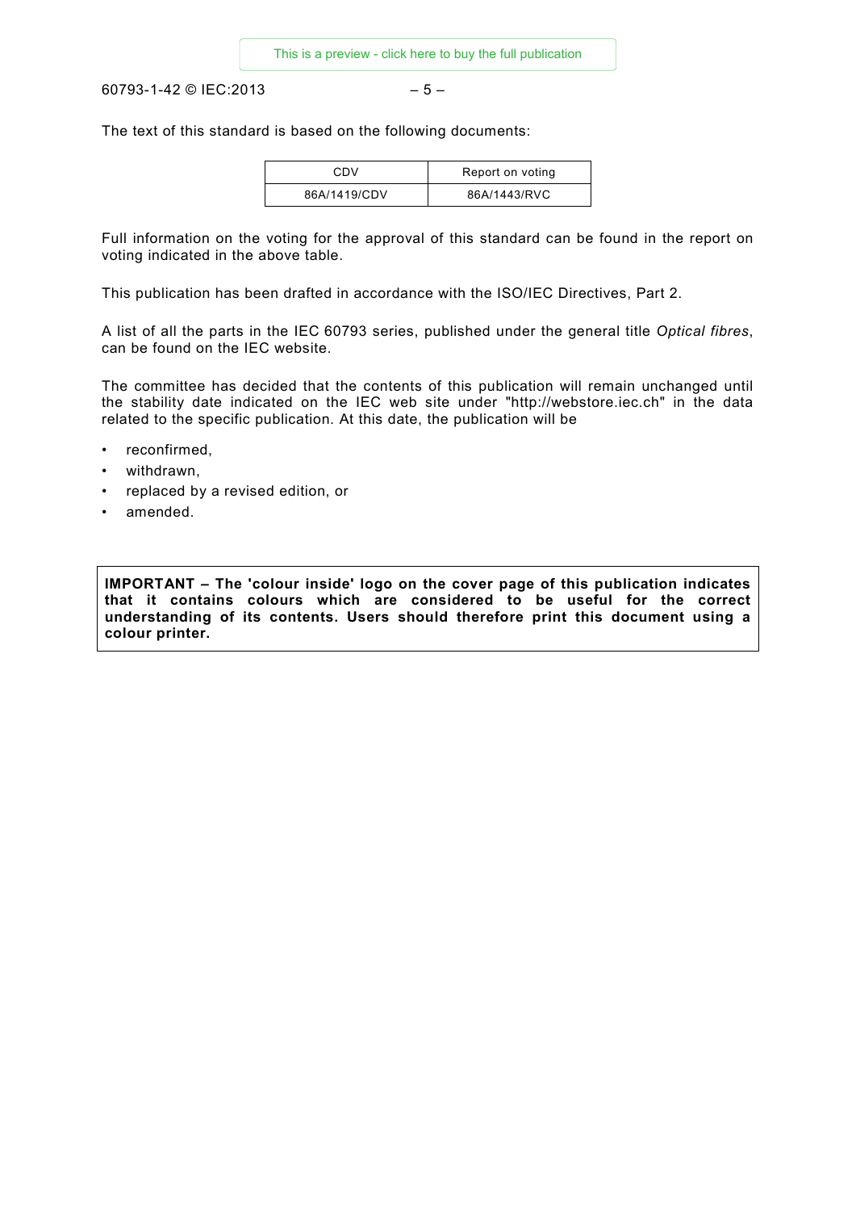The text of this standard is based on the following documents:

| CDV | Report on voting |
|---|---|
| 86A/1419/CDV | 86A/1443/RVC |

Full information on the voting for the approval of this standard can be found in the report on voting indicated in the above table.

This publication has been drafted in accordance with the ISO/IEC Directives, Part 2.

A list of all the parts in the IEC 60793 series, published under the general title *Optical fibres*, can be found on the IEC website.

The committee has decided that the contents of this publication will remain unchanged until the stability date indicated on the IEC web site under "http://webstore.iec.ch" in the data related to the specific publication. At this date, the publication will be

- reconfirmed,
- withdrawn,
- replaced by a revised edition, or
- amended.

**IMPORTANT – The 'colour inside' logo on the cover page of this publication indicates that it contains colours which are considered to be useful for the correct understanding of its contents. Users should therefore print this document using a colour printer.**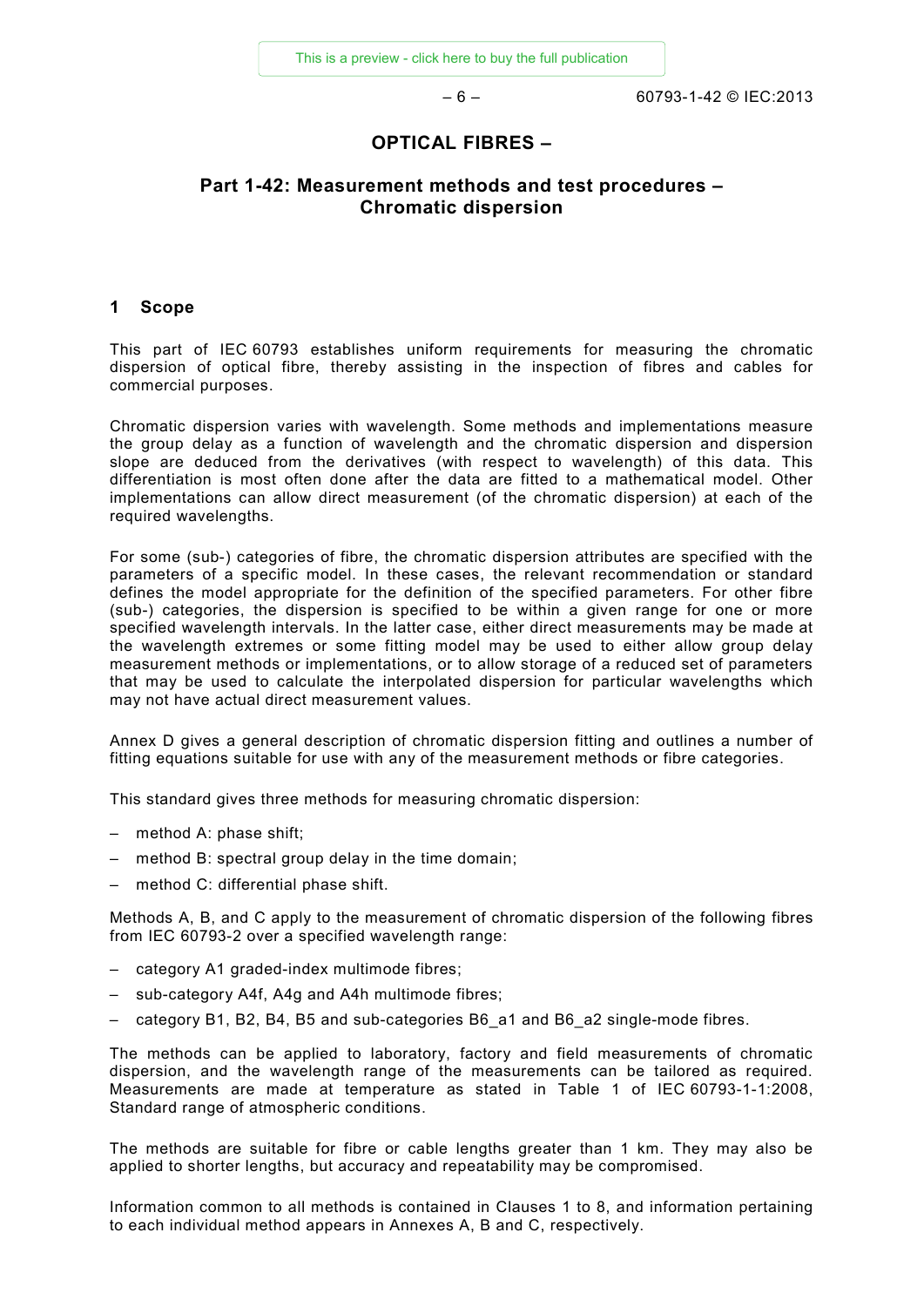# OPTICAL FIBRES –

## Part 1-42: Measurement methods and test procedures – Chromatic dispersion

## 1 Scope

This part of IEC 60793 establishes uniform requirements for measuring the chromatic dispersion of optical fibre, thereby assisting in the inspection of fibres and cables for commercial purposes.

Chromatic dispersion varies with wavelength. Some methods and implementations measure the group delay as a function of wavelength and the chromatic dispersion and dispersion slope are deduced from the derivatives (with respect to wavelength) of this data. This differentiation is most often done after the data are fitted to a mathematical model. Other implementations can allow direct measurement (of the chromatic dispersion) at each of the required wavelengths.

For some (sub-) categories of fibre, the chromatic dispersion attributes are specified with the parameters of a specific model. In these cases, the relevant recommendation or standard defines the model appropriate for the definition of the specified parameters. For other fibre (sub-) categories, the dispersion is specified to be within a given range for one or more specified wavelength intervals. In the latter case, either direct measurements may be made at the wavelength extremes or some fitting model may be used to either allow group delay measurement methods or implementations, or to allow storage of a reduced set of parameters that may be used to calculate the interpolated dispersion for particular wavelengths which may not have actual direct measurement values.

Annex D gives a general description of chromatic dispersion fitting and outlines a number of fitting equations suitable for use with any of the measurement methods or fibre categories.

This standard gives three methods for measuring chromatic dispersion:

– method A: phase shift;

– method B: spectral group delay in the time domain;

– method C: differential phase shift.

Methods A, B, and C apply to the measurement of chromatic dispersion of the following fibres from IEC 60793-2 over a specified wavelength range:

– category A1 graded-index multimode fibres;

– sub-category A4f, A4g and A4h multimode fibres;

– category B1, B2, B4, B5 and sub-categories B6_a1 and B6_a2 single-mode fibres.

The methods can be applied to laboratory, factory and field measurements of chromatic dispersion, and the wavelength range of the measurements can be tailored as required. Measurements are made at temperature as stated in Table 1 of IEC 60793-1-1:2008, Standard range of atmospheric conditions.

The methods are suitable for fibre or cable lengths greater than 1 km. They may also be applied to shorter lengths, but accuracy and repeatability may be compromised.

Information common to all methods is contained in Clauses 1 to 8, and information pertaining to each individual method appears in Annexes A, B and C, respectively.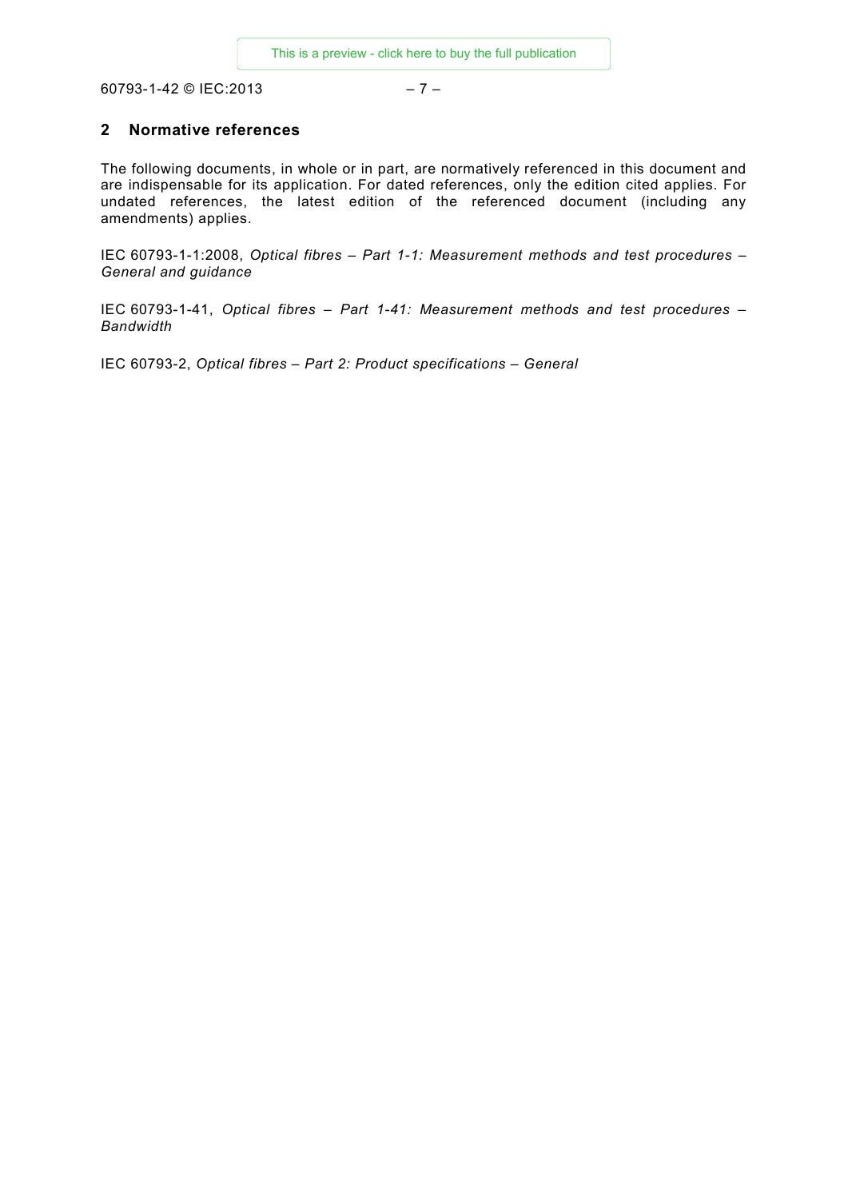## 2 Normative references

The following documents, in whole or in part, are normatively referenced in this document and are indispensable for its application. For dated references, only the edition cited applies. For undated references, the latest edition of the referenced document (including any amendments) applies.

IEC 60793-1-1:2008, *Optical fibres – Part 1-1: Measurement methods and test procedures – General and guidance*

IEC 60793-1-41, *Optical fibres – Part 1-41: Measurement methods and test procedures – Bandwidth*

IEC 60793-2, *Optical fibres – Part 2: Product specifications – General*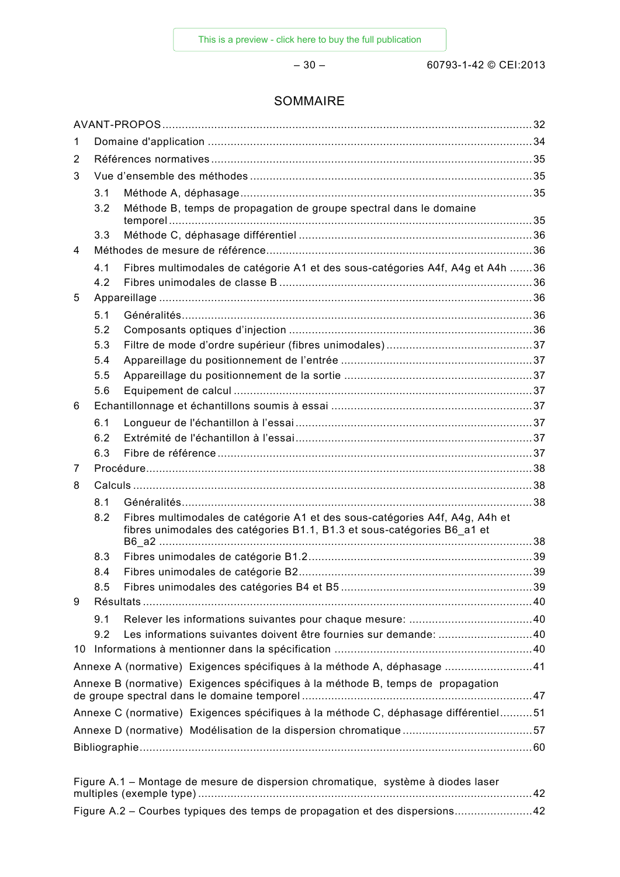# SOMMAIRE

AVANT-PROPOS ............................................................................................................ 32

1 Domaine d'application ............................................................................................. 34

2 Références normatives ............................................................................................. 35

3 Vue d'ensemble des méthodes ................................................................................. 35

 3.1 Méthode A, déphasage ....................................................................................... 35

 3.2 Méthode B, temps de propagation de groupe spectral dans le domaine temporel ........................................................................................................... 35

 3.3 Méthode C, déphasage différentiel ...................................................................... 36

4 Méthodes de mesure de référence ............................................................................. 36

 4.1 Fibres multimodales de catégorie A1 et des sous-catégories A4f, A4g et A4h ....... 36

 4.2 Fibres unimodales de classe B ............................................................................ 36

5 Appareillage ............................................................................................................ 36

 5.1 Généralités ........................................................................................................ 36

 5.2 Composants optiques d'injection ......................................................................... 36

 5.3 Filtre de mode d'ordre supérieur (fibres unimodales) ............................................ 37

 5.4 Appareillage du positionnement de l'entrée .......................................................... 37

 5.5 Appareillage du positionnement de la sortie ......................................................... 37

 5.6 Equipement de calcul .......................................................................................... 37

6 Echantillonnage et échantillons soumis à essai ........................................................... 37

 6.1 Longueur de l'échantillon à l'essai ....................................................................... 37

 6.2 Extrémité de l'échantillon à l'essai ....................................................................... 37

 6.3 Fibre de référence ............................................................................................... 37

7 Procédure ................................................................................................................ 38

8 Calculs .................................................................................................................... 38

 8.1 Généralités ......................................................................................................... 38

 8.2 Fibres multimodales de catégorie A1 et des sous-catégories A4f, A4g, A4h et fibres unimodales des catégories B1.1, B1.3 et sous-catégories B6_a1 et B6_a2 ............................................................................................................... 38

 8.3 Fibres unimodales de catégorie B1.2 .................................................................... 39

 8.4 Fibres unimodales de catégorie B2 ....................................................................... 39

 8.5 Fibres unimodales des catégories B4 et B5 ........................................................... 39

9 Résultats .................................................................................................................. 40

 9.1 Relever les informations suivantes pour chaque mesure: ....................................... 40

 9.2 Les informations suivantes doivent être fournies sur demande: ............................. 40

10 Informations à mentionner dans la spécification ........................................................ 40

Annexe A (normative) Exigences spécifiques à la méthode A, déphasage ........................... 41

Annexe B (normative) Exigences spécifiques à la méthode B, temps de propagation de groupe spectral dans le domaine temporel ........................................................................ 47

Annexe C (normative) Exigences spécifiques à la méthode C, déphasage différentiel .......... 51

Annexe D (normative) Modélisation de la dispersion chromatique ....................................... 57

Bibliographie ................................................................................................................. 60

Figure A.1 – Montage de mesure de dispersion chromatique, système à diodes laser multiples (exemple type) ................................................................................................. 42

Figure A.2 – Courbes typiques des temps de propagation et des dispersions ........................ 42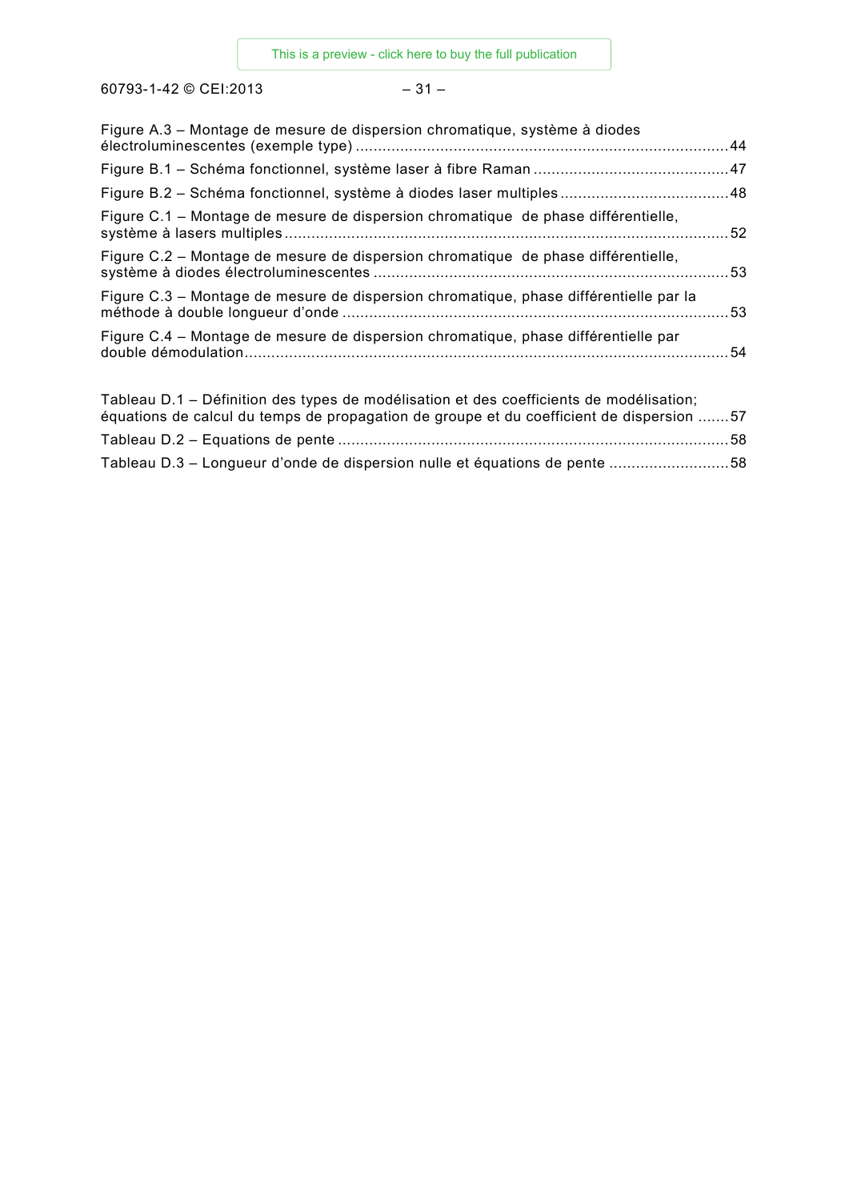Figure A.3 – Montage de mesure de dispersion chromatique, système à diodes électroluminescentes (exemple type) .......................................................................................44

Figure B.1 – Schéma fonctionnel, système laser à fibre Raman ............................................47

Figure B.2 – Schéma fonctionnel, système à diodes laser multiples ......................................48

Figure C.1 – Montage de mesure de dispersion chromatique de phase différentielle, système à lasers multiples ......................................................................................................52

Figure C.2 – Montage de mesure de dispersion chromatique de phase différentielle, système à diodes électroluminescentes ................................................................................53

Figure C.3 – Montage de mesure de dispersion chromatique, phase différentielle par la méthode à double longueur d'onde .......................................................................................53

Figure C.4 – Montage de mesure de dispersion chromatique, phase différentielle par double démodulation..............................................................................................................54

Tableau D.1 – Définition des types de modélisation et des coefficients de modélisation; équations de calcul du temps de propagation de groupe et du coefficient de dispersion .......57

Tableau D.2 – Equations de pente .........................................................................................58

Tableau D.3 – Longueur d'onde de dispersion nulle et équations de pente ...........................58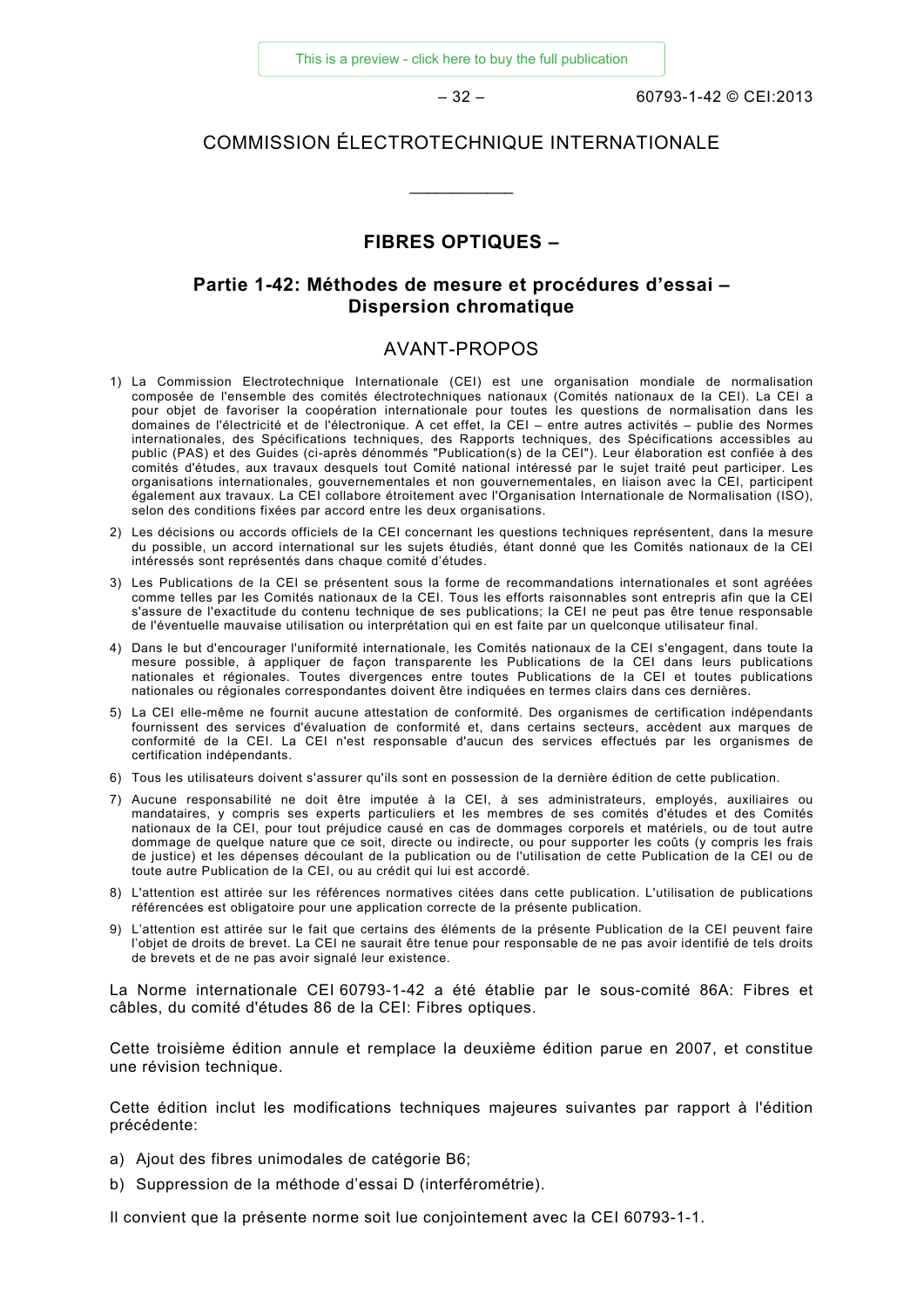# COMMISSION ÉLECTROTECHNIQUE INTERNATIONALE

___________

## FIBRES OPTIQUES –

## Partie 1-42: Méthodes de mesure et procédures d'essai – Dispersion chromatique

## AVANT-PROPOS

1) La Commission Electrotechnique Internationale (CEI) est une organisation mondiale de normalisation composée de l'ensemble des comités électrotechniques nationaux (Comités nationaux de la CEI). La CEI a pour objet de favoriser la coopération internationale pour toutes les questions de normalisation dans les domaines de l'électricité et de l'électronique. A cet effet, la CEI – entre autres activités – publie des Normes internationales, des Spécifications techniques, des Rapports techniques, des Spécifications accessibles au public (PAS) et des Guides (ci-après dénommés "Publication(s) de la CEI"). Leur élaboration est confiée à des comités d'études, aux travaux desquels tout Comité national intéressé par le sujet traité peut participer. Les organisations internationales, gouvernementales et non gouvernementales, en liaison avec la CEI, participent également aux travaux. La CEI collabore étroitement avec l'Organisation Internationale de Normalisation (ISO), selon des conditions fixées par accord entre les deux organisations.
2) Les décisions ou accords officiels de la CEI concernant les questions techniques représentent, dans la mesure du possible, un accord international sur les sujets étudiés, étant donné que les Comités nationaux de la CEI intéressés sont représentés dans chaque comité d'études.
3) Les Publications de la CEI se présentent sous la forme de recommandations internationales et sont agréées comme telles par les Comités nationaux de la CEI. Tous les efforts raisonnables sont entrepris afin que la CEI s'assure de l'exactitude du contenu technique de ses publications; la CEI ne peut pas être tenue responsable de l'éventuelle mauvaise utilisation ou interprétation qui en est faite par un quelconque utilisateur final.
4) Dans le but d'encourager l'uniformité internationale, les Comités nationaux de la CEI s'engagent, dans toute la mesure possible, à appliquer de façon transparente les Publications de la CEI dans leurs publications nationales et régionales. Toutes divergences entre toutes Publications de la CEI et toutes publications nationales ou régionales correspondantes doivent être indiquées en termes clairs dans ces dernières.
5) La CEI elle-même ne fournit aucune attestation de conformité. Des organismes de certification indépendants fournissent des services d'évaluation de conformité et, dans certains secteurs, accèdent aux marques de conformité de la CEI. La CEI n'est responsable d'aucun des services effectués par les organismes de certification indépendants.
6) Tous les utilisateurs doivent s'assurer qu'ils sont en possession de la dernière édition de cette publication.
7) Aucune responsabilité ne doit être imputée à la CEI, à ses administrateurs, employés, auxiliaires ou mandataires, y compris ses experts particuliers et les membres de ses comités d'études et des Comités nationaux de la CEI, pour tout préjudice causé en cas de dommages corporels et matériels, ou de tout autre dommage de quelque nature que ce soit, directe ou indirecte, ou pour supporter les coûts (y compris les frais de justice) et les dépenses découlant de la publication ou de l'utilisation de cette Publication de la CEI ou de toute autre Publication de la CEI, ou au crédit qui lui est accordé.
8) L'attention est attirée sur les références normatives citées dans cette publication. L'utilisation de publications référencées est obligatoire pour une application correcte de la présente publication.
9) L'attention est attirée sur le fait que certains des éléments de la présente Publication de la CEI peuvent faire l'objet de droits de brevet. La CEI ne saurait être tenue pour responsable de ne pas avoir identifié de tels droits de brevets et de ne pas avoir signalé leur existence.

La Norme internationale CEI 60793-1-42 a été établie par le sous-comité 86A: Fibres et câbles, du comité d'études 86 de la CEI: Fibres optiques.

Cette troisième édition annule et remplace la deuxième édition parue en 2007, et constitue une révision technique.

Cette édition inclut les modifications techniques majeures suivantes par rapport à l'édition précédente:

a) Ajout des fibres unimodales de catégorie B6;
b) Suppression de la méthode d'essai D (interférométrie).

Il convient que la présente norme soit lue conjointement avec la CEI 60793-1-1.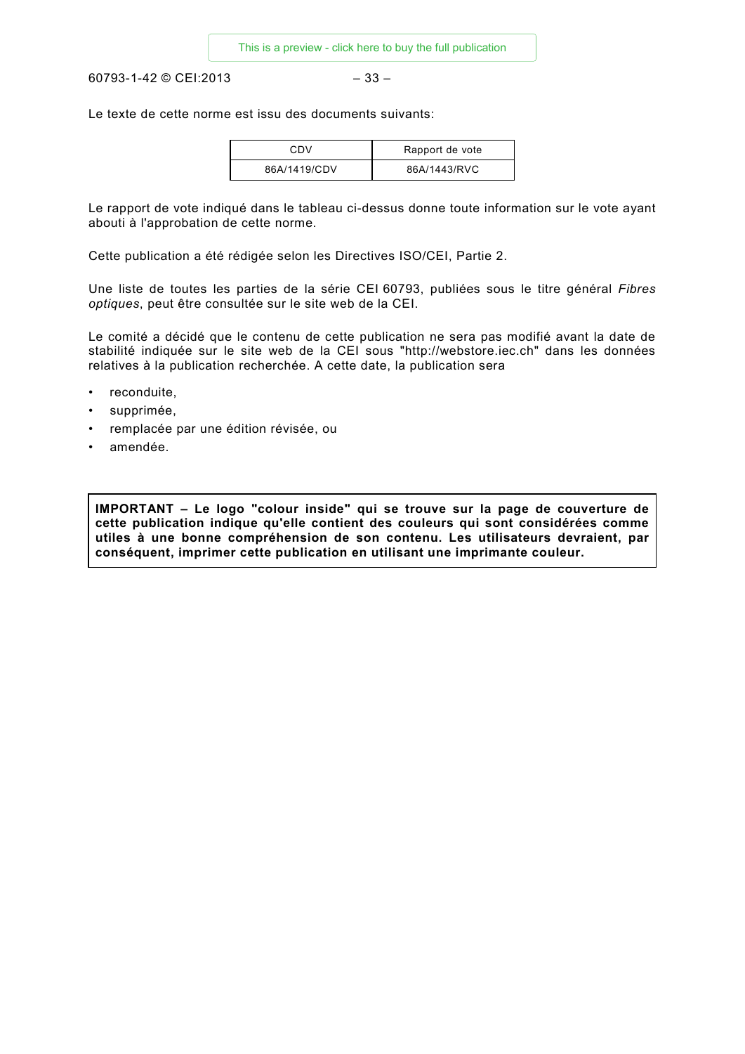Le texte de cette norme est issu des documents suivants:

| CDV | Rapport de vote |
|---|---|
| 86A/1419/CDV | 86A/1443/RVC |

Le rapport de vote indiqué dans le tableau ci-dessus donne toute information sur le vote ayant abouti à l'approbation de cette norme.

Cette publication a été rédigée selon les Directives ISO/CEI, Partie 2.

Une liste de toutes les parties de la série CEI 60793, publiées sous le titre général *Fibres optiques*, peut être consultée sur le site web de la CEI.

Le comité a décidé que le contenu de cette publication ne sera pas modifié avant la date de stabilité indiquée sur le site web de la CEI sous "http://webstore.iec.ch" dans les données relatives à la publication recherchée. A cette date, la publication sera

- reconduite,
- supprimée,
- remplacée par une édition révisée, ou
- amendée.

**IMPORTANT – Le logo "colour inside" qui se trouve sur la page de couverture de cette publication indique qu'elle contient des couleurs qui sont considérées comme utiles à une bonne compréhension de son contenu. Les utilisateurs devraient, par conséquent, imprimer cette publication en utilisant une imprimante couleur.**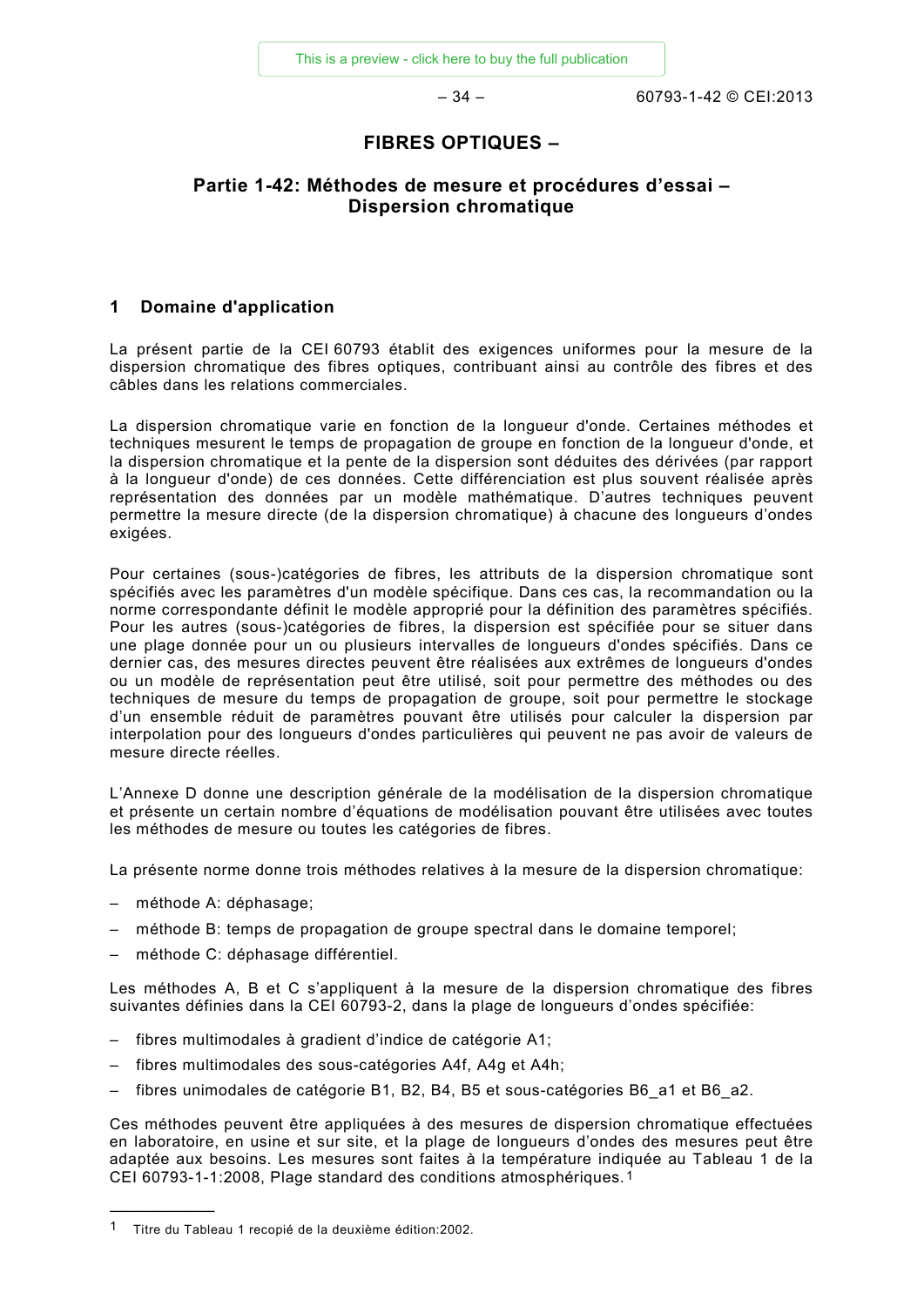# FIBRES OPTIQUES –

## Partie 1-42: Méthodes de mesure et procédures d'essai – Dispersion chromatique

## 1 Domaine d'application

La présent partie de la CEI 60793 établit des exigences uniformes pour la mesure de la dispersion chromatique des fibres optiques, contribuant ainsi au contrôle des fibres et des câbles dans les relations commerciales.

La dispersion chromatique varie en fonction de la longueur d'onde. Certaines méthodes et techniques mesurent le temps de propagation de groupe en fonction de la longueur d'onde, et la dispersion chromatique et la pente de la dispersion sont déduites des dérivées (par rapport à la longueur d'onde) de ces données. Cette différenciation est plus souvent réalisée après représentation des données par un modèle mathématique. D'autres techniques peuvent permettre la mesure directe (de la dispersion chromatique) à chacune des longueurs d'ondes exigées.

Pour certaines (sous-)catégories de fibres, les attributs de la dispersion chromatique sont spécifiés avec les paramètres d'un modèle spécifique. Dans ces cas, la recommandation ou la norme correspondante définit le modèle approprié pour la définition des paramètres spécifiés. Pour les autres (sous-)catégories de fibres, la dispersion est spécifiée pour se situer dans une plage donnée pour un ou plusieurs intervalles de longueurs d'ondes spécifiés. Dans ce dernier cas, des mesures directes peuvent être réalisées aux extrêmes de longueurs d'ondes ou un modèle de représentation peut être utilisé, soit pour permettre des méthodes ou des techniques de mesure du temps de propagation de groupe, soit pour permettre le stockage d'un ensemble réduit de paramètres pouvant être utilisés pour calculer la dispersion par interpolation pour des longueurs d'ondes particulières qui peuvent ne pas avoir de valeurs de mesure directe réelles.

L'Annexe D donne une description générale de la modélisation de la dispersion chromatique et présente un certain nombre d'équations de modélisation pouvant être utilisées avec toutes les méthodes de mesure ou toutes les catégories de fibres.

La présente norme donne trois méthodes relatives à la mesure de la dispersion chromatique:

– méthode A: déphasage;

– méthode B: temps de propagation de groupe spectral dans le domaine temporel;

– méthode C: déphasage différentiel.

Les méthodes A, B et C s'appliquent à la mesure de la dispersion chromatique des fibres suivantes définies dans la CEI 60793-2, dans la plage de longueurs d'ondes spécifiée:

– fibres multimodales à gradient d'indice de catégorie A1;

– fibres multimodales des sous-catégories A4f, A4g et A4h;

– fibres unimodales de catégorie B1, B2, B4, B5 et sous-catégories B6_a1 et B6_a2.

Ces méthodes peuvent être appliquées à des mesures de dispersion chromatique effectuées en laboratoire, en usine et sur site, et la plage de longueurs d'ondes des mesures peut être adaptée aux besoins. Les mesures sont faites à la température indiquée au Tableau 1 de la CEI 60793-1-1:2008, Plage standard des conditions atmosphériques.[1]

---

[1] Titre du Tableau 1 recopié de la deuxième édition:2002.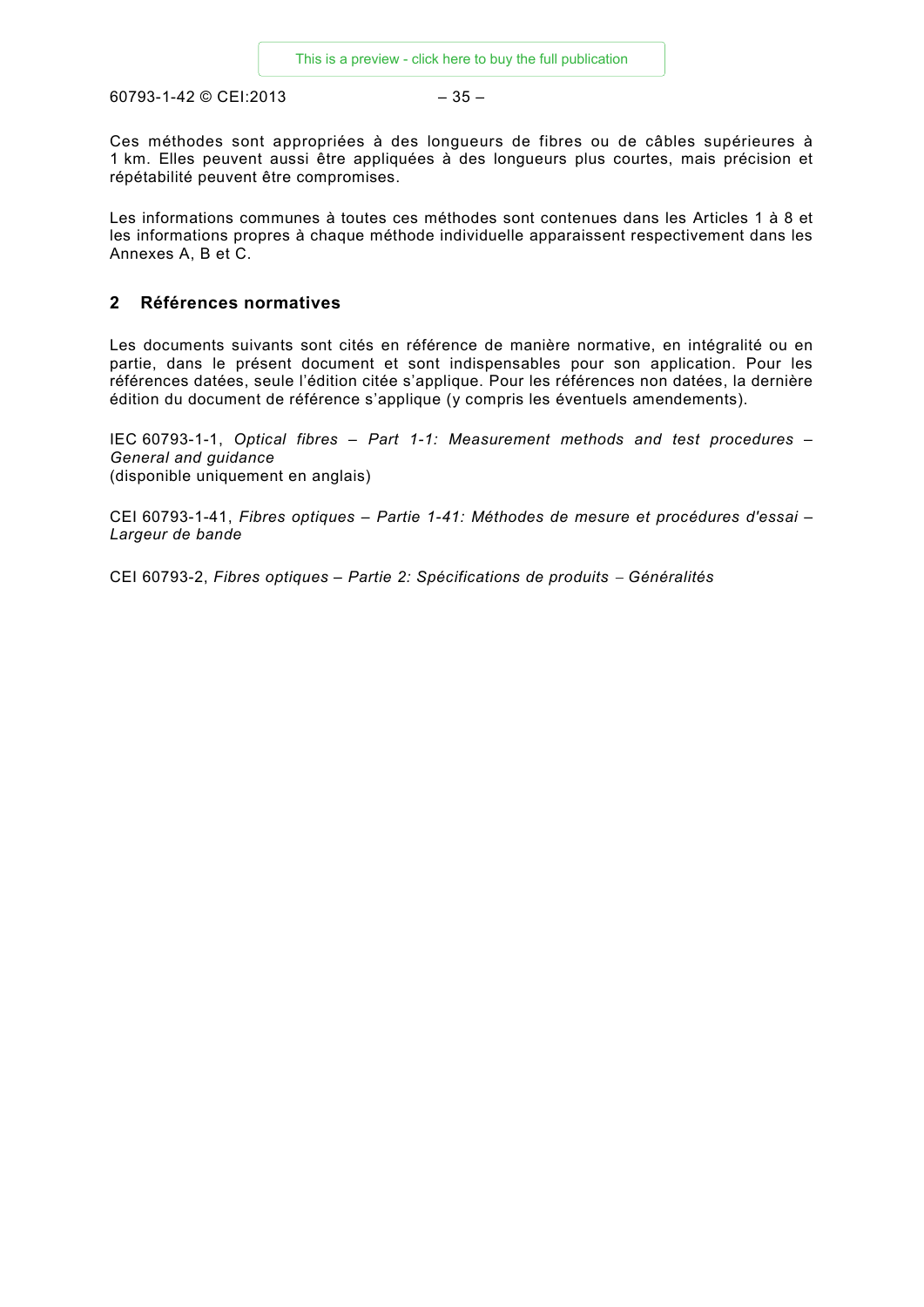Ces méthodes sont appropriées à des longueurs de fibres ou de câbles supérieures à 1 km. Elles peuvent aussi être appliquées à des longueurs plus courtes, mais précision et répétabilité peuvent être compromises.

Les informations communes à toutes ces méthodes sont contenues dans les Articles 1 à 8 et les informations propres à chaque méthode individuelle apparaissent respectivement dans les Annexes A, B et C.

## 2 Références normatives

Les documents suivants sont cités en référence de manière normative, en intégralité ou en partie, dans le présent document et sont indispensables pour son application. Pour les références datées, seule l'édition citée s'applique. Pour les références non datées, la dernière édition du document de référence s'applique (y compris les éventuels amendements).

IEC 60793-1-1, *Optical fibres – Part 1-1: Measurement methods and test procedures – General and guidance*
(disponible uniquement en anglais)

CEI 60793-1-41, *Fibres optiques – Partie 1-41: Méthodes de mesure et procédures d'essai – Largeur de bande*

CEI 60793-2, *Fibres optiques – Partie 2: Spécifications de produits – Généralités*